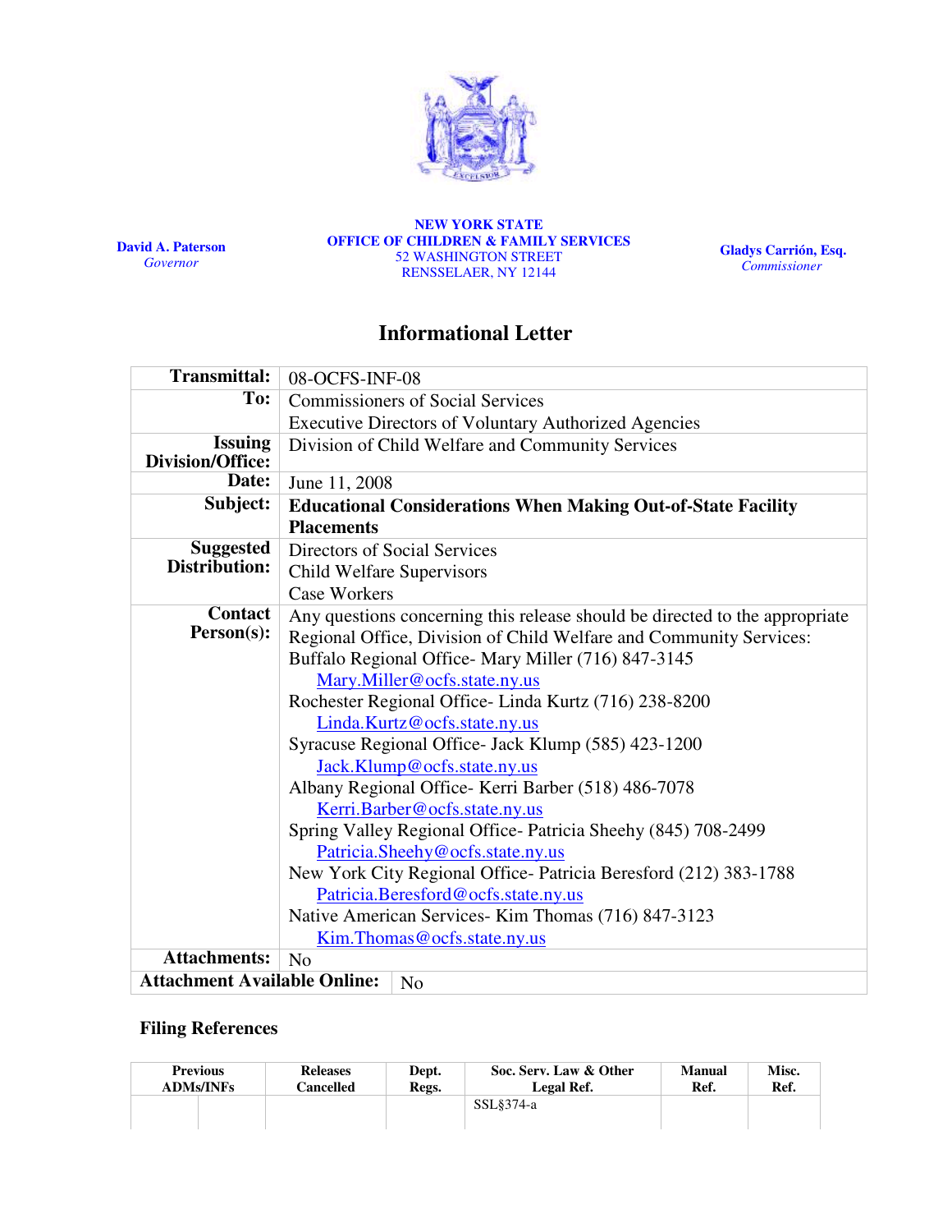**David A. Paterson**
*Governor*

**NEW YORK STATE**
**OFFICE OF CHILDREN & FAMILY SERVICES**
52 WASHINGTON STREET
RENSSELAER, NY 12144

**Gladys Carrión, Esq.**
*Commissioner*

# Informational Letter

| | |
|---|---|
| **Transmittal:** | 08-OCFS-INF-08 |
| **To:** | Commissioners of Social Services<br>Executive Directors of Voluntary Authorized Agencies |
| **Issuing Division/Office:** | Division of Child Welfare and Community Services |
| **Date:** | June 11, 2008 |
| **Subject:** | **Educational Considerations When Making Out-of-State Facility Placements** |
| **Suggested Distribution:** | Directors of Social Services<br>Child Welfare Supervisors<br>Case Workers |
| **Contact Person(s):** | Any questions concerning this release should be directed to the appropriate Regional Office, Division of Child Welfare and Community Services:<br>Buffalo Regional Office- Mary Miller (716) 847-3145 Mary.Miller@ocfs.state.ny.us<br>Rochester Regional Office- Linda Kurtz (716) 238-8200 Linda.Kurtz@ocfs.state.ny.us<br>Syracuse Regional Office- Jack Klump (585) 423-1200 Jack.Klump@ocfs.state.ny.us<br>Albany Regional Office- Kerri Barber (518) 486-7078 Kerri.Barber@ocfs.state.ny.us<br>Spring Valley Regional Office- Patricia Sheehy (845) 708-2499 Patricia.Sheehy@ocfs.state.ny.us<br>New York City Regional Office- Patricia Beresford (212) 383-1788 Patricia.Beresford@ocfs.state.ny.us<br>Native American Services- Kim Thomas (716) 847-3123 Kim.Thomas@ocfs.state.ny.us |
| **Attachments:** | No |
| **Attachment Available Online:** | No |

## Filing References

| Previous ADMs/INFs | | Releases Cancelled | Dept. Regs. | Soc. Serv. Law & Other Legal Ref. | Manual Ref. | Misc. Ref. |
|---|---|---|---|---|---|---|
| | | | | SSL§374-a | | |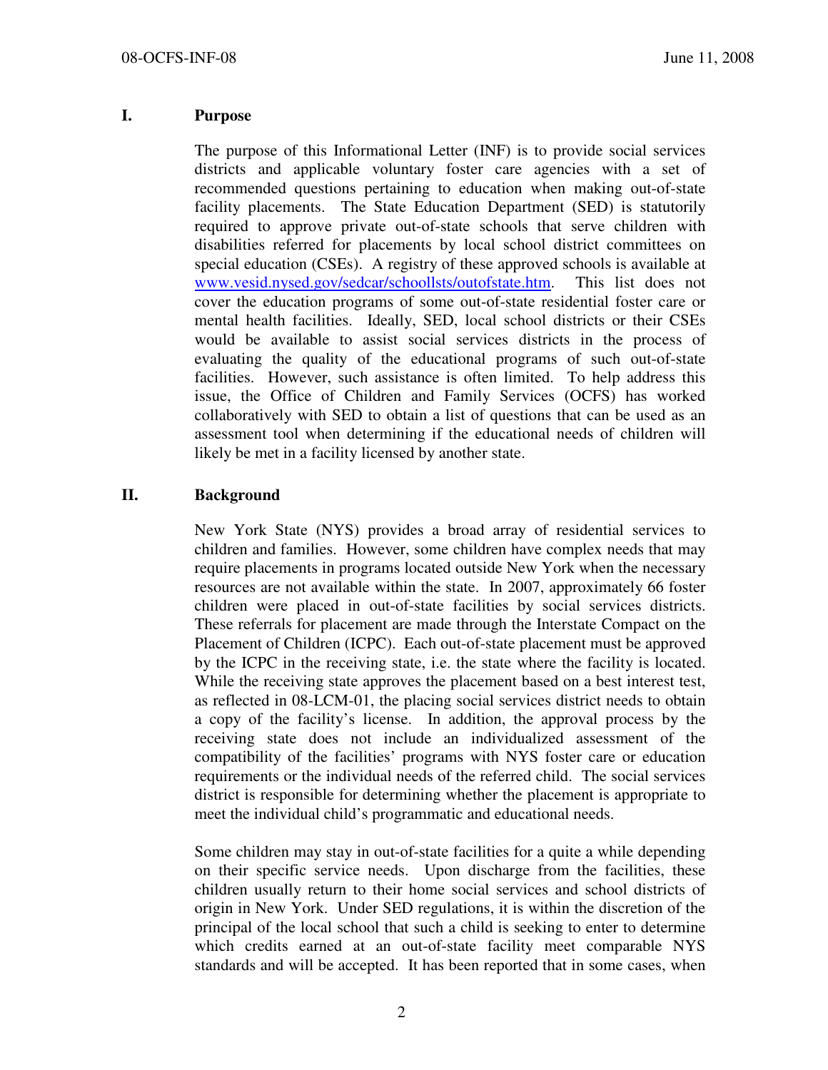## I. Purpose

The purpose of this Informational Letter (INF) is to provide social services districts and applicable voluntary foster care agencies with a set of recommended questions pertaining to education when making out-of-state facility placements. The State Education Department (SED) is statutorily required to approve private out-of-state schools that serve children with disabilities referred for placements by local school district committees on special education (CSEs). A registry of these approved schools is available at [www.vesid.nysed.gov/sedcar/schoollsts/outofstate.htm](www.vesid.nysed.gov/sedcar/schoollsts/outofstate.htm). This list does not cover the education programs of some out-of-state residential foster care or mental health facilities. Ideally, SED, local school districts or their CSEs would be available to assist social services districts in the process of evaluating the quality of the educational programs of such out-of-state facilities. However, such assistance is often limited. To help address this issue, the Office of Children and Family Services (OCFS) has worked collaboratively with SED to obtain a list of questions that can be used as an assessment tool when determining if the educational needs of children will likely be met in a facility licensed by another state.

## II. Background

New York State (NYS) provides a broad array of residential services to children and families. However, some children have complex needs that may require placements in programs located outside New York when the necessary resources are not available within the state. In 2007, approximately 66 foster children were placed in out-of-state facilities by social services districts. These referrals for placement are made through the Interstate Compact on the Placement of Children (ICPC). Each out-of-state placement must be approved by the ICPC in the receiving state, i.e. the state where the facility is located. While the receiving state approves the placement based on a best interest test, as reflected in 08-LCM-01, the placing social services district needs to obtain a copy of the facility's license. In addition, the approval process by the receiving state does not include an individualized assessment of the compatibility of the facilities' programs with NYS foster care or education requirements or the individual needs of the referred child. The social services district is responsible for determining whether the placement is appropriate to meet the individual child's programmatic and educational needs.

Some children may stay in out-of-state facilities for a quite a while depending on their specific service needs. Upon discharge from the facilities, these children usually return to their home social services and school districts of origin in New York. Under SED regulations, it is within the discretion of the principal of the local school that such a child is seeking to enter to determine which credits earned at an out-of-state facility meet comparable NYS standards and will be accepted. It has been reported that in some cases, when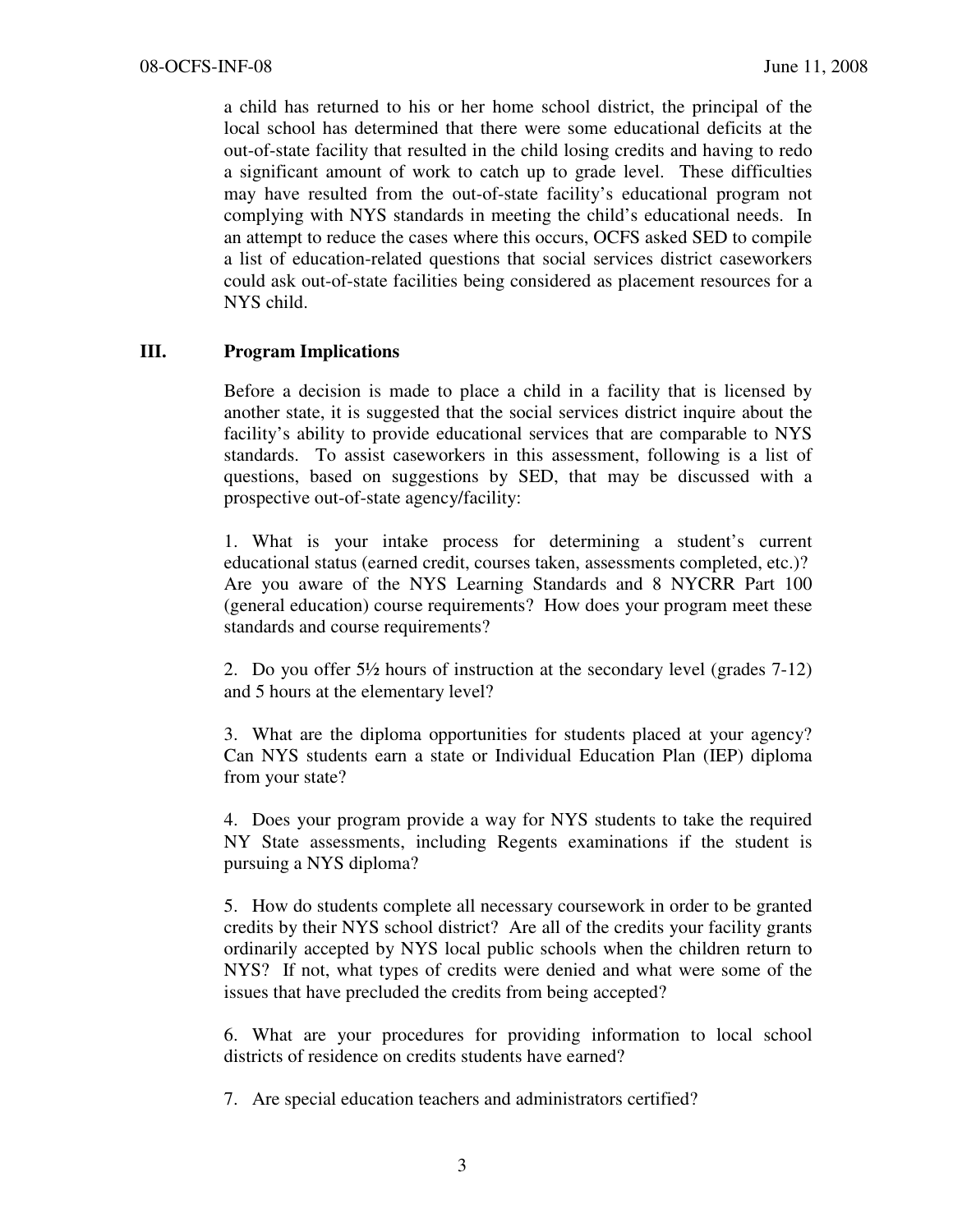a child has returned to his or her home school district, the principal of the local school has determined that there were some educational deficits at the out-of-state facility that resulted in the child losing credits and having to redo a significant amount of work to catch up to grade level. These difficulties may have resulted from the out-of-state facility's educational program not complying with NYS standards in meeting the child's educational needs. In an attempt to reduce the cases where this occurs, OCFS asked SED to compile a list of education-related questions that social services district caseworkers could ask out-of-state facilities being considered as placement resources for a NYS child.

## III. Program Implications

Before a decision is made to place a child in a facility that is licensed by another state, it is suggested that the social services district inquire about the facility's ability to provide educational services that are comparable to NYS standards. To assist caseworkers in this assessment, following is a list of questions, based on suggestions by SED, that may be discussed with a prospective out-of-state agency/facility:

1. What is your intake process for determining a student's current educational status (earned credit, courses taken, assessments completed, etc.)? Are you aware of the NYS Learning Standards and 8 NYCRR Part 100 (general education) course requirements? How does your program meet these standards and course requirements?

2. Do you offer 5½ hours of instruction at the secondary level (grades 7-12) and 5 hours at the elementary level?

3. What are the diploma opportunities for students placed at your agency? Can NYS students earn a state or Individual Education Plan (IEP) diploma from your state?

4. Does your program provide a way for NYS students to take the required NY State assessments, including Regents examinations if the student is pursuing a NYS diploma?

5. How do students complete all necessary coursework in order to be granted credits by their NYS school district? Are all of the credits your facility grants ordinarily accepted by NYS local public schools when the children return to NYS? If not, what types of credits were denied and what were some of the issues that have precluded the credits from being accepted?

6. What are your procedures for providing information to local school districts of residence on credits students have earned?

7. Are special education teachers and administrators certified?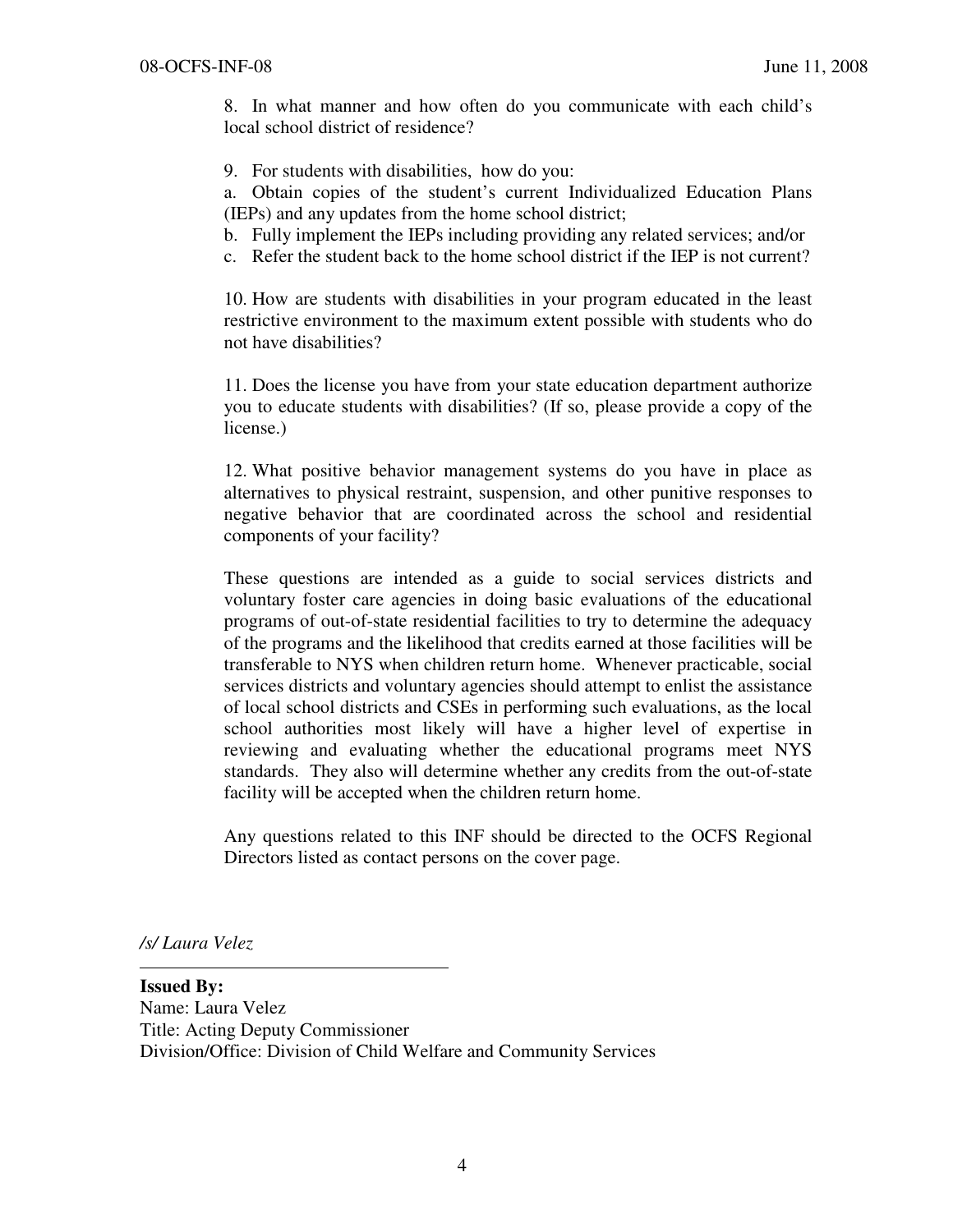8. In what manner and how often do you communicate with each child's local school district of residence?

9. For students with disabilities, how do you:

a. Obtain copies of the student's current Individualized Education Plans (IEPs) and any updates from the home school district;
b. Fully implement the IEPs including providing any related services; and/or
c. Refer the student back to the home school district if the IEP is not current?

10. How are students with disabilities in your program educated in the least restrictive environment to the maximum extent possible with students who do not have disabilities?

11. Does the license you have from your state education department authorize you to educate students with disabilities? (If so, please provide a copy of the license.)

12. What positive behavior management systems do you have in place as alternatives to physical restraint, suspension, and other punitive responses to negative behavior that are coordinated across the school and residential components of your facility?

These questions are intended as a guide to social services districts and voluntary foster care agencies in doing basic evaluations of the educational programs of out-of-state residential facilities to try to determine the adequacy of the programs and the likelihood that credits earned at those facilities will be transferable to NYS when children return home. Whenever practicable, social services districts and voluntary agencies should attempt to enlist the assistance of local school districts and CSEs in performing such evaluations, as the local school authorities most likely will have a higher level of expertise in reviewing and evaluating whether the educational programs meet NYS standards. They also will determine whether any credits from the out-of-state facility will be accepted when the children return home.

Any questions related to this INF should be directed to the OCFS Regional Directors listed as contact persons on the cover page.

*/s/ Laura Velez*

---

**Issued By:**
Name: Laura Velez
Title: Acting Deputy Commissioner
Division/Office: Division of Child Welfare and Community Services